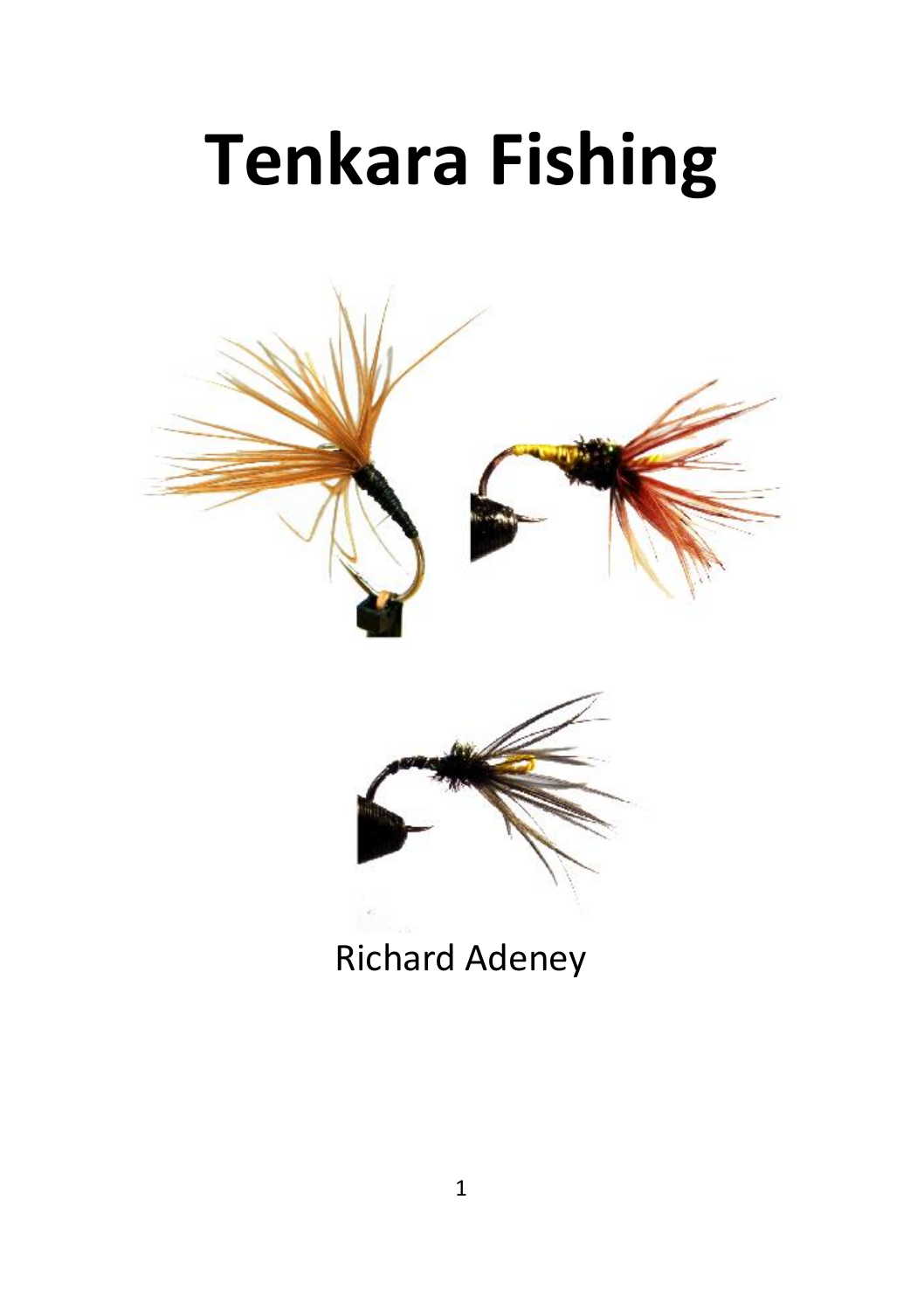# Tenkara Fishing

Richard Adeney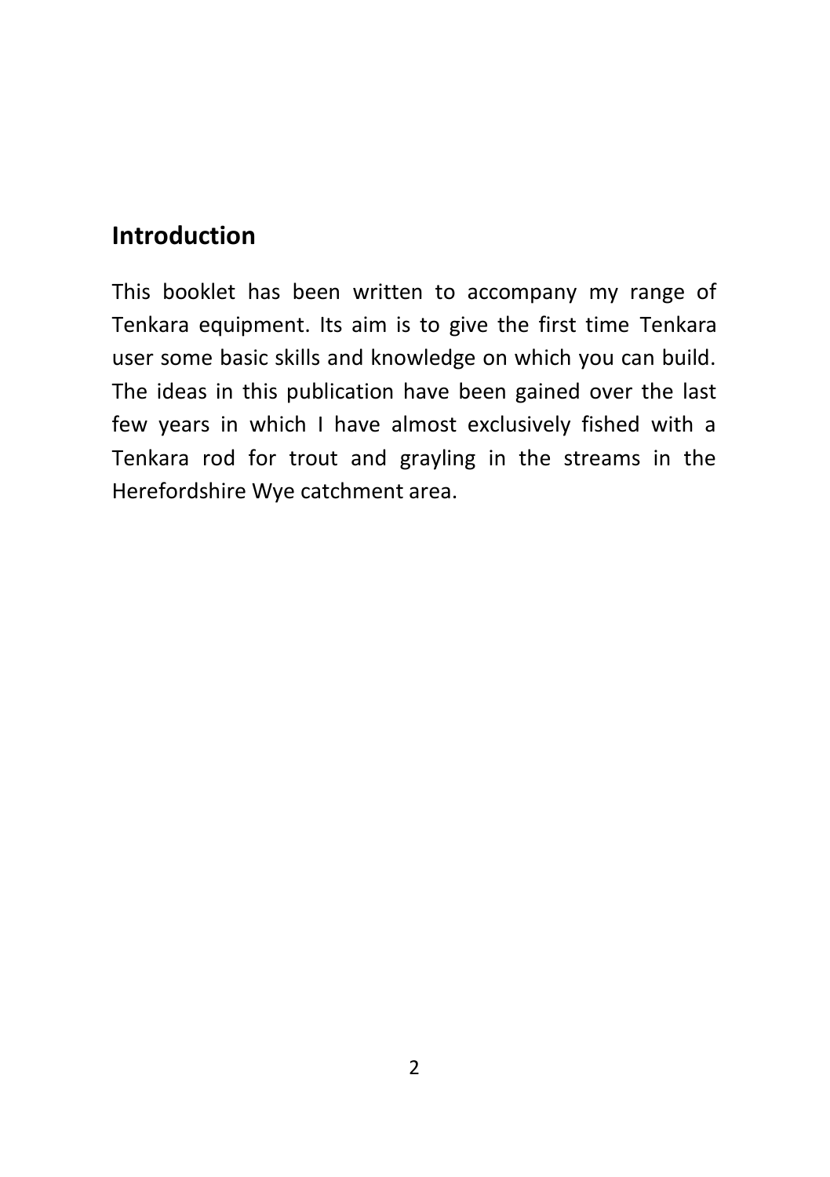## Introduction

This booklet has been written to accompany my range of Tenkara equipment. Its aim is to give the first time Tenkara user some basic skills and knowledge on which you can build. The ideas in this publication have been gained over the last few years in which I have almost exclusively fished with a Tenkara rod for trout and grayling in the streams in the Herefordshire Wye catchment area.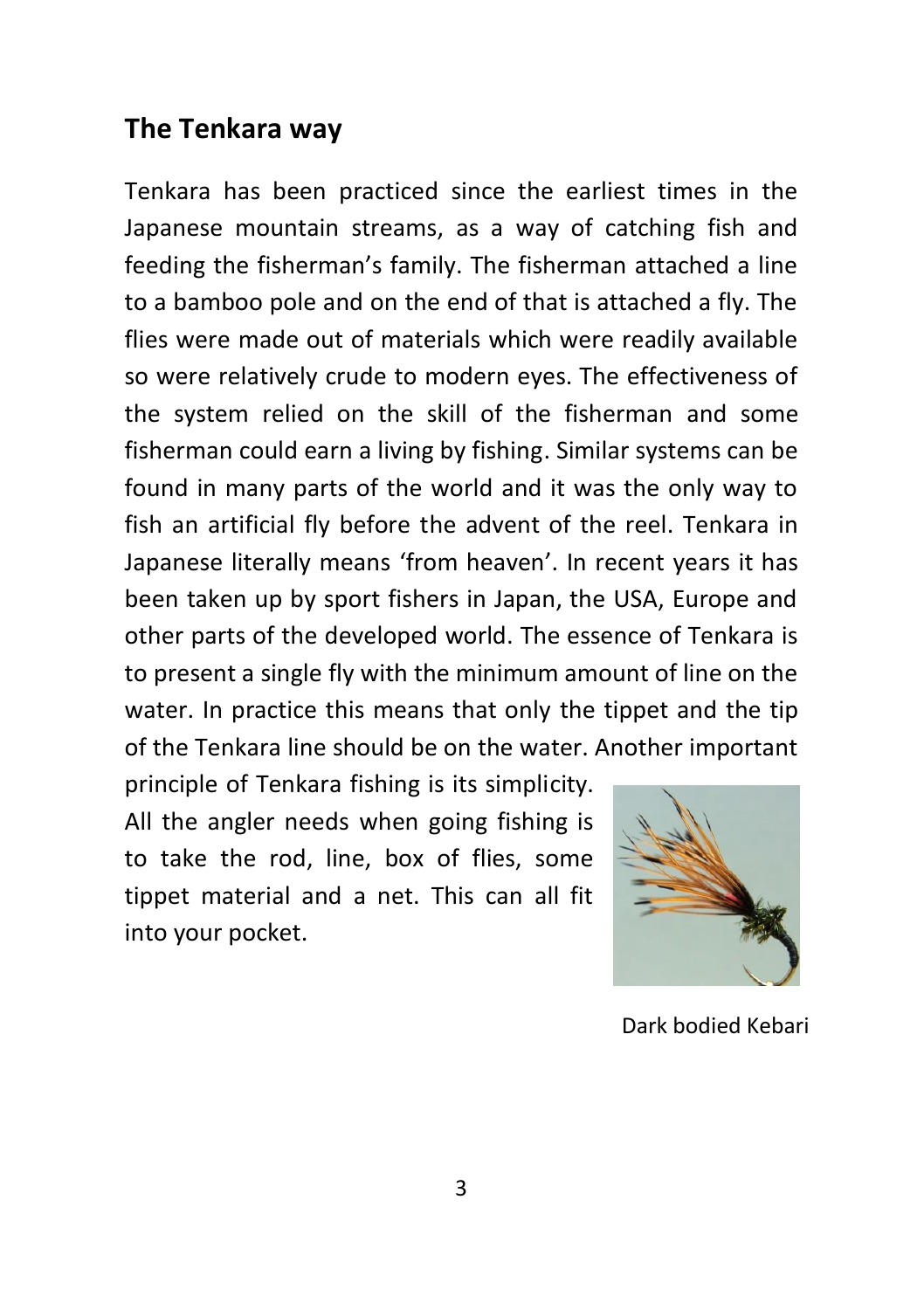## The Tenkara way

Tenkara has been practiced since the earliest times in the Japanese mountain streams, as a way of catching fish and feeding the fisherman's family. The fisherman attached a line to a bamboo pole and on the end of that is attached a fly. The flies were made out of materials which were readily available so were relatively crude to modern eyes. The effectiveness of the system relied on the skill of the fisherman and some fisherman could earn a living by fishing. Similar systems can be found in many parts of the world and it was the only way to fish an artificial fly before the advent of the reel. Tenkara in Japanese literally means 'from heaven'. In recent years it has been taken up by sport fishers in Japan, the USA, Europe and other parts of the developed world. The essence of Tenkara is to present a single fly with the minimum amount of line on the water. In practice this means that only the tippet and the tip of the Tenkara line should be on the water. Another important principle of Tenkara fishing is its simplicity. All the angler needs when going fishing is to take the rod, line, box of flies, some tippet material and a net. This can all fit into your pocket.

Dark bodied Kebari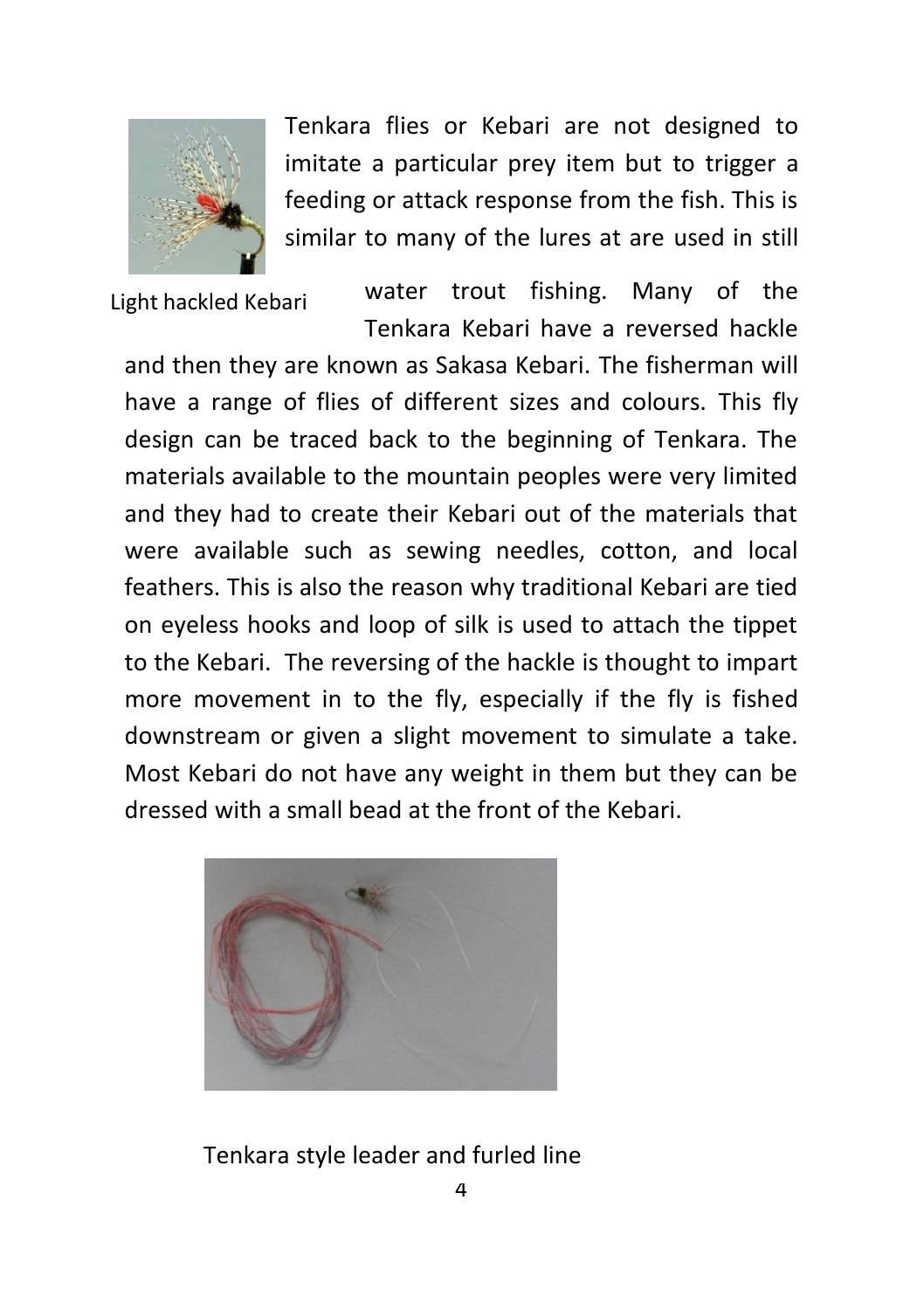Tenkara flies or Kebari are not designed to imitate a particular prey item but to trigger a feeding or attack response from the fish. This is similar to many of the lures at are used in still water trout fishing. Many of the Tenkara Kebari have a reversed hackle and then they are known as Sakasa Kebari. The fisherman will have a range of flies of different sizes and colours. This fly design can be traced back to the beginning of Tenkara. The materials available to the mountain peoples were very limited and they had to create their Kebari out of the materials that were available such as sewing needles, cotton, and local feathers. This is also the reason why traditional Kebari are tied on eyeless hooks and loop of silk is used to attach the tippet to the Kebari. The reversing of the hackle is thought to impart more movement in to the fly, especially if the fly is fished downstream or given a slight movement to simulate a take. Most Kebari do not have any weight in them but they can be dressed with a small bead at the front of the Kebari.

Light hackled Kebari

Tenkara style leader and furled line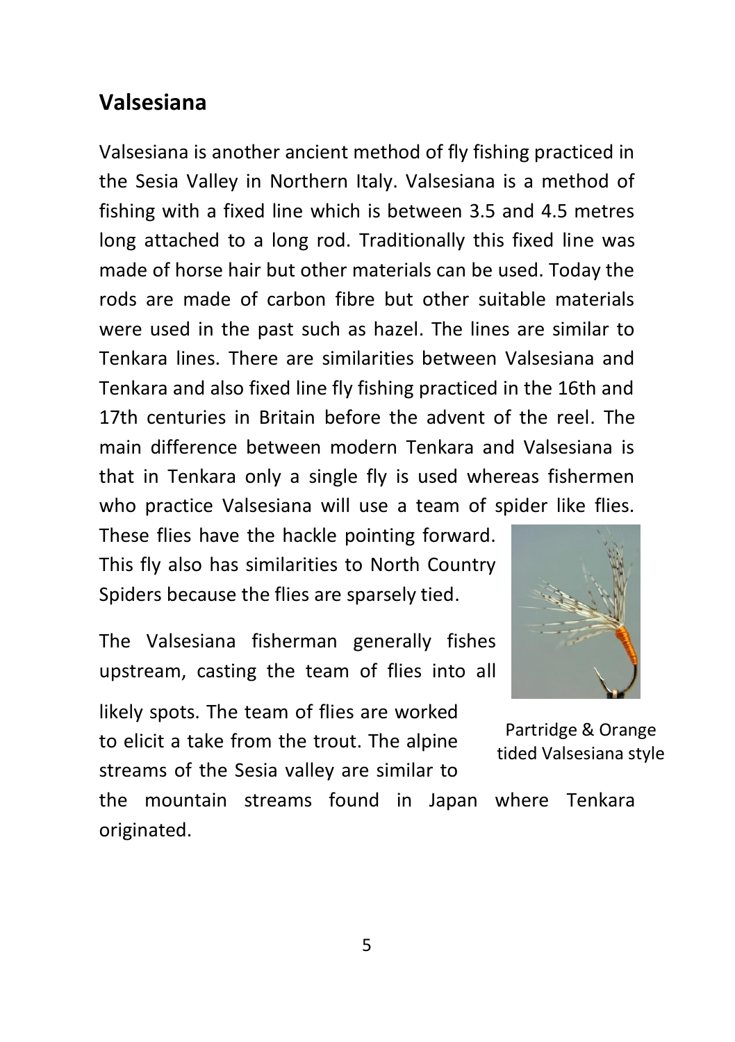## Valsesiana

Valsesiana is another ancient method of fly fishing practiced in the Sesia Valley in Northern Italy. Valsesiana is a method of fishing with a fixed line which is between 3.5 and 4.5 metres long attached to a long rod. Traditionally this fixed line was made of horse hair but other materials can be used. Today the rods are made of carbon fibre but other suitable materials were used in the past such as hazel. The lines are similar to Tenkara lines. There are similarities between Valsesiana and Tenkara and also fixed line fly fishing practiced in the 16th and 17th centuries in Britain before the advent of the reel. The main difference between modern Tenkara and Valsesiana is that in Tenkara only a single fly is used whereas fishermen who practice Valsesiana will use a team of spider like flies. These flies have the hackle pointing forward. This fly also has similarities to North Country Spiders because the flies are sparsely tied.

The Valsesiana fisherman generally fishes upstream, casting the team of flies into all likely spots. The team of flies are worked to elicit a take from the trout. The alpine streams of the Sesia valley are similar to the mountain streams found in Japan where Tenkara originated.

Partridge & Orange tided Valsesiana style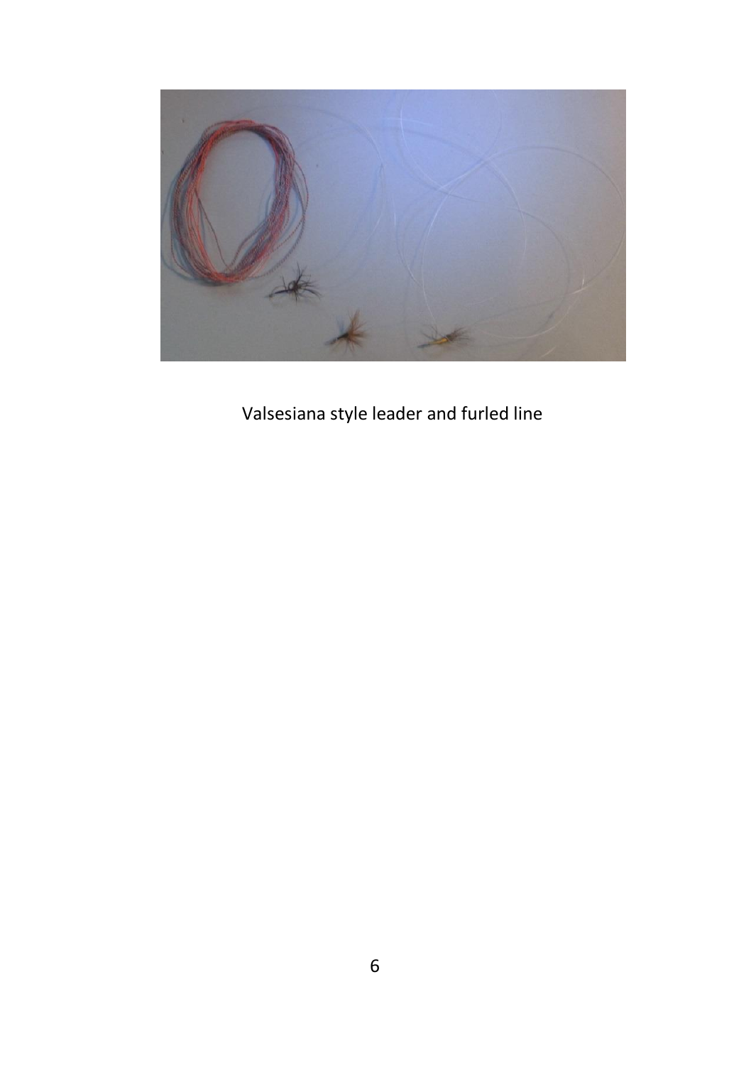Valsesiana style leader and furled line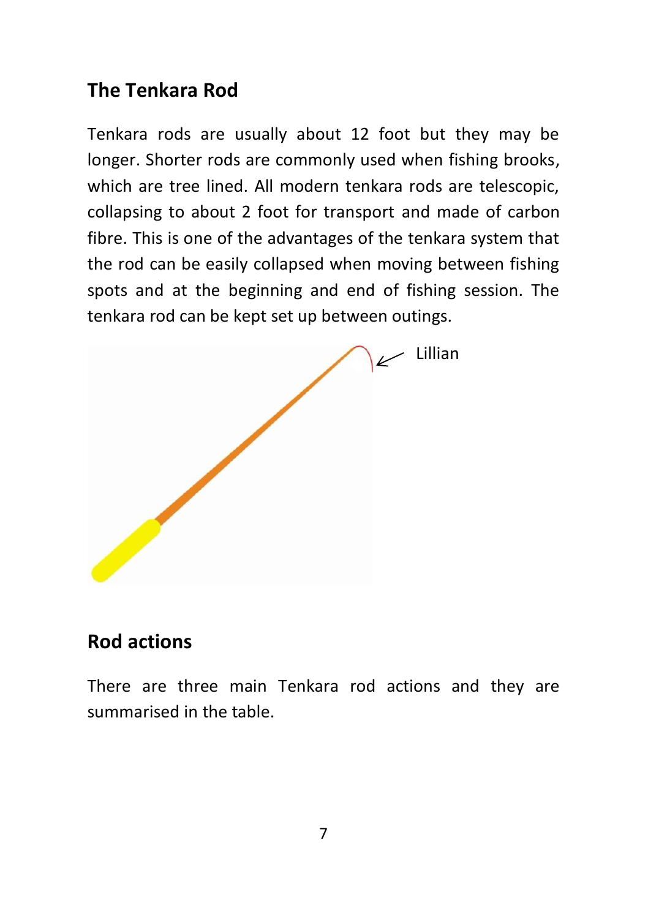## The Tenkara Rod

Tenkara rods are usually about 12 foot but they may be longer. Shorter rods are commonly used when fishing brooks, which are tree lined. All modern tenkara rods are telescopic, collapsing to about 2 foot for transport and made of carbon fibre. This is one of the advantages of the tenkara system that the rod can be easily collapsed when moving between fishing spots and at the beginning and end of fishing session. The tenkara rod can be kept set up between outings.

Lillian

## Rod actions

There are three main Tenkara rod actions and they are summarised in the table.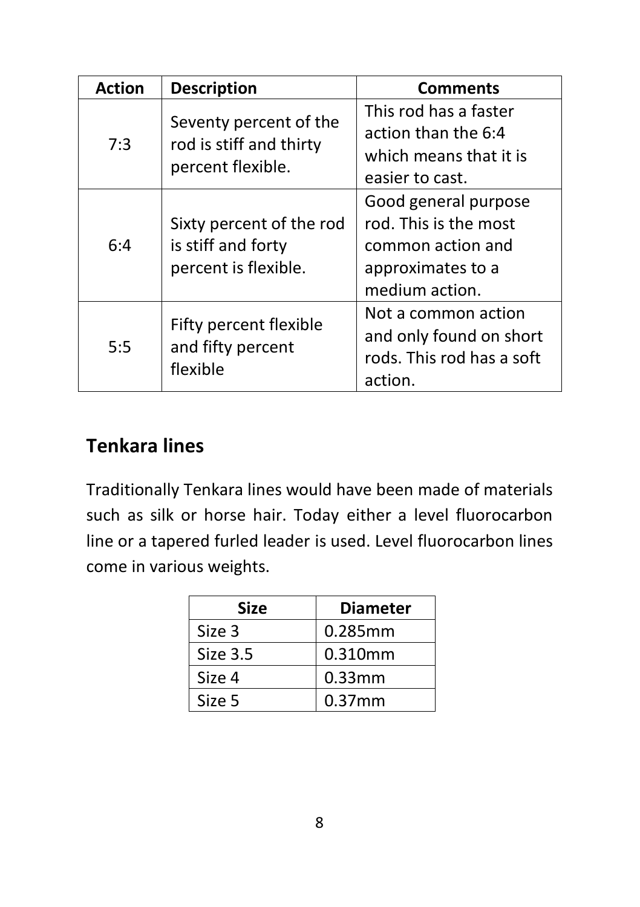| Action | Description | Comments |
| --- | --- | --- |
| 7:3 | Seventy percent of the rod is stiff and thirty percent flexible. | This rod has a faster action than the 6:4 which means that it is easier to cast. |
| 6:4 | Sixty percent of the rod is stiff and forty percent is flexible. | Good general purpose rod. This is the most common action and approximates to a medium action. |
| 5:5 | Fifty percent flexible and fifty percent flexible | Not a common action and only found on short rods. This rod has a soft action. |

## Tenkara lines

Traditionally Tenkara lines would have been made of materials such as silk or horse hair. Today either a level fluorocarbon line or a tapered furled leader is used. Level fluorocarbon lines come in various weights.

| Size | Diameter |
| --- | --- |
| Size 3 | 0.285mm |
| Size 3.5 | 0.310mm |
| Size 4 | 0.33mm |
| Size 5 | 0.37mm |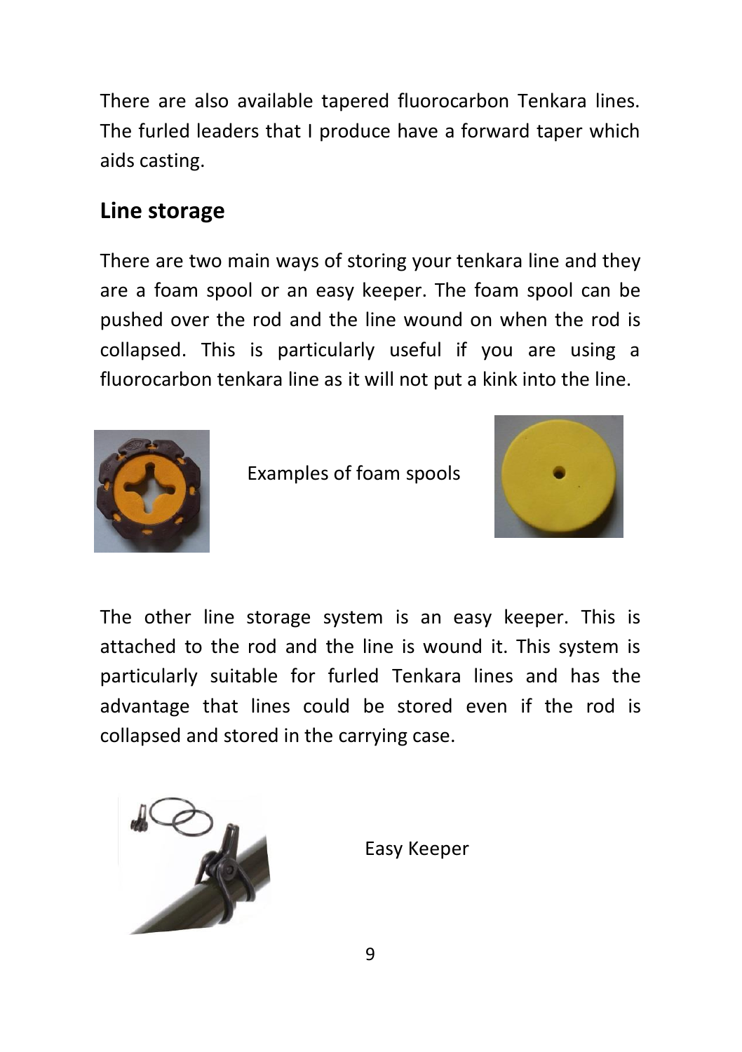There are also available tapered fluorocarbon Tenkara lines. The furled leaders that I produce have a forward taper which aids casting.

## Line storage

There are two main ways of storing your tenkara line and they are a foam spool or an easy keeper. The foam spool can be pushed over the rod and the line wound on when the rod is collapsed. This is particularly useful if you are using a fluorocarbon tenkara line as it will not put a kink into the line.

Examples of foam spools

The other line storage system is an easy keeper. This is attached to the rod and the line is wound it. This system is particularly suitable for furled Tenkara lines and has the advantage that lines could be stored even if the rod is collapsed and stored in the carrying case.

Easy Keeper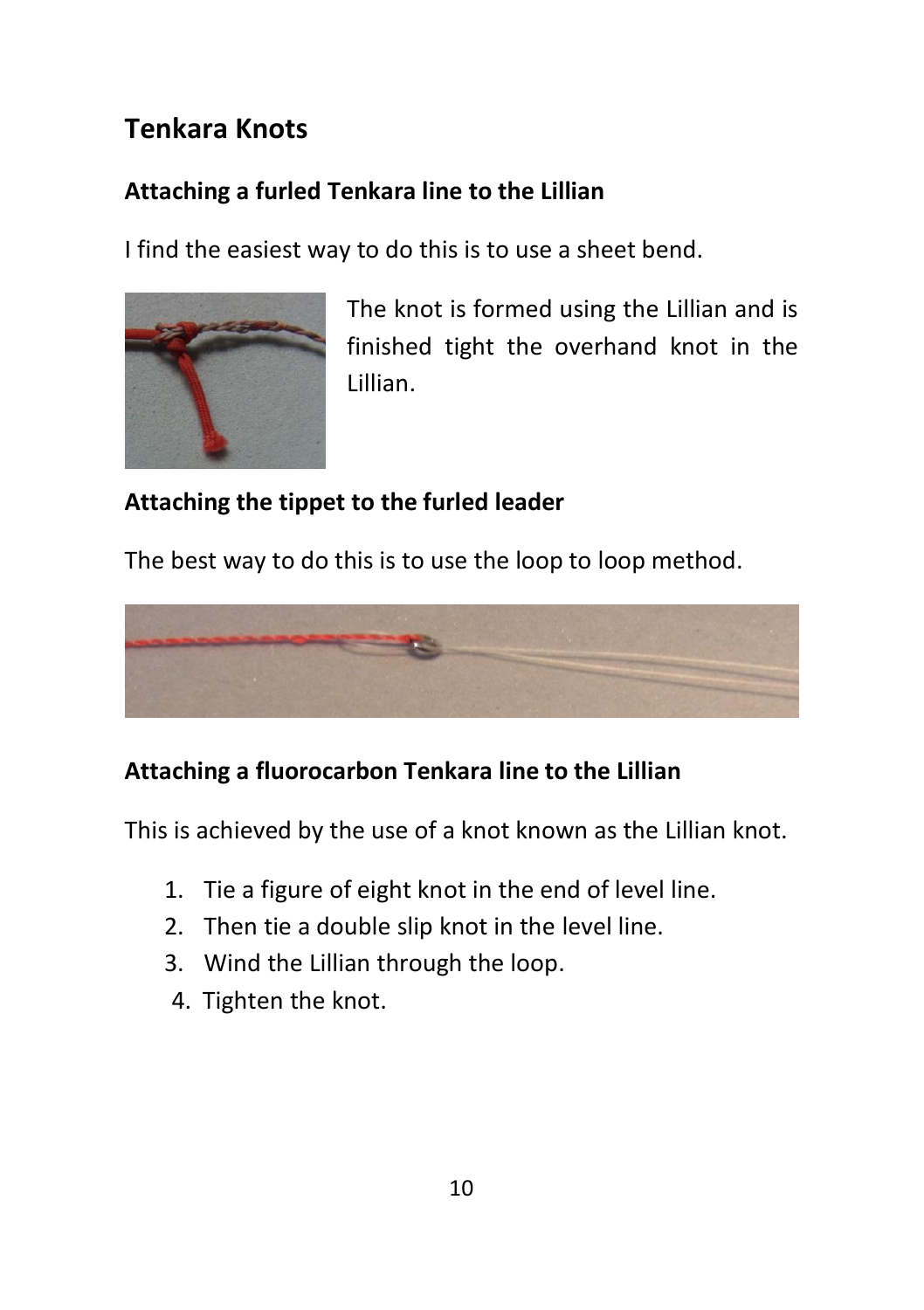## Tenkara Knots

### Attaching a furled Tenkara line to the Lillian

I find the easiest way to do this is to use a sheet bend.

The knot is formed using the Lillian and is finished tight the overhand knot in the Lillian.

### Attaching the tippet to the furled leader

The best way to do this is to use the loop to loop method.

### Attaching a fluorocarbon Tenkara line to the Lillian

This is achieved by the use of a knot known as the Lillian knot.

1. Tie a figure of eight knot in the end of level line.
2. Then tie a double slip knot in the level line.
3. Wind the Lillian through the loop.
4. Tighten the knot.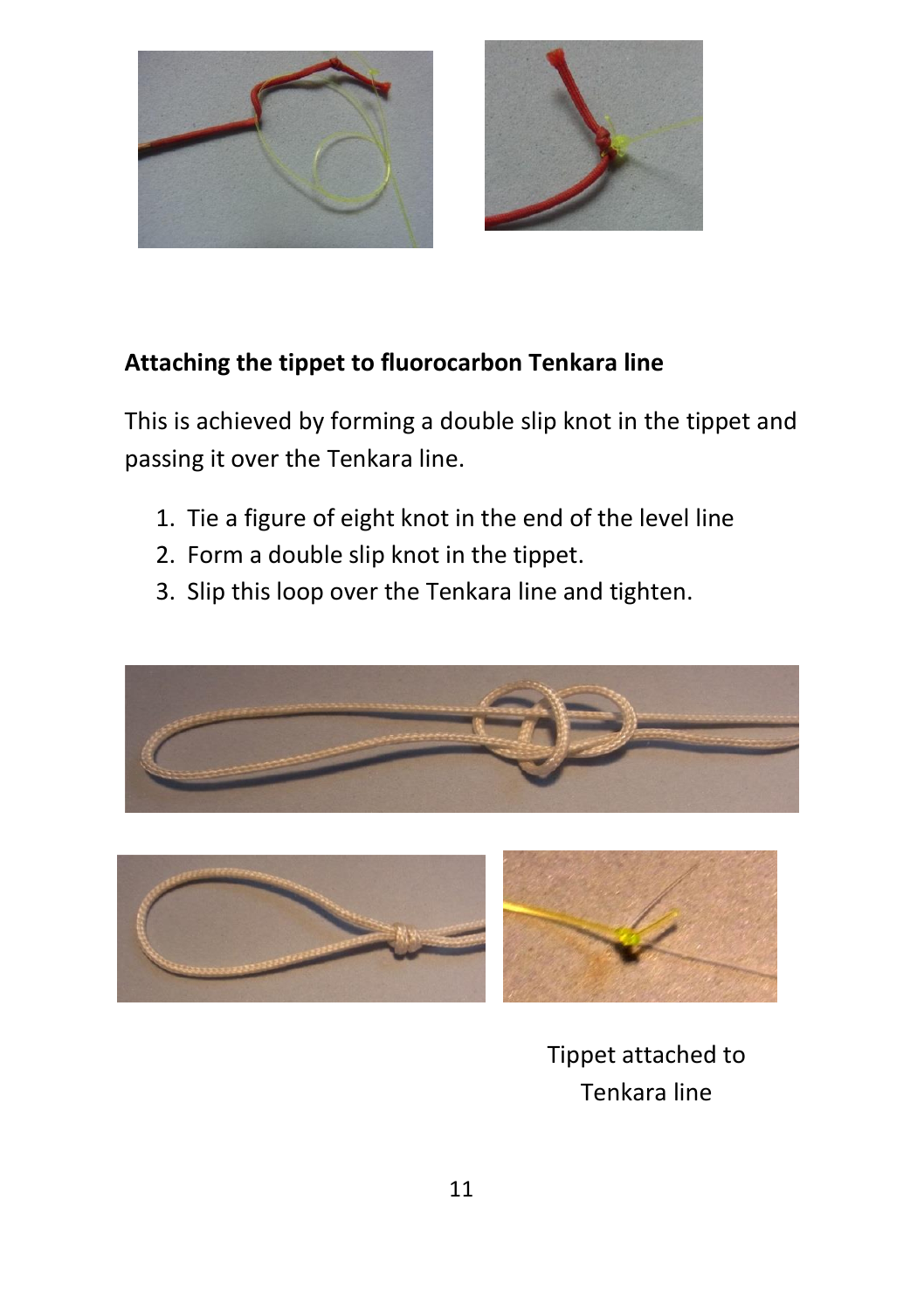## Attaching the tippet to fluorocarbon Tenkara line

This is achieved by forming a double slip knot in the tippet and passing it over the Tenkara line.

1. Tie a figure of eight knot in the end of the level line
2. Form a double slip knot in the tippet.
3. Slip this loop over the Tenkara line and tighten.

Tippet attached to Tenkara line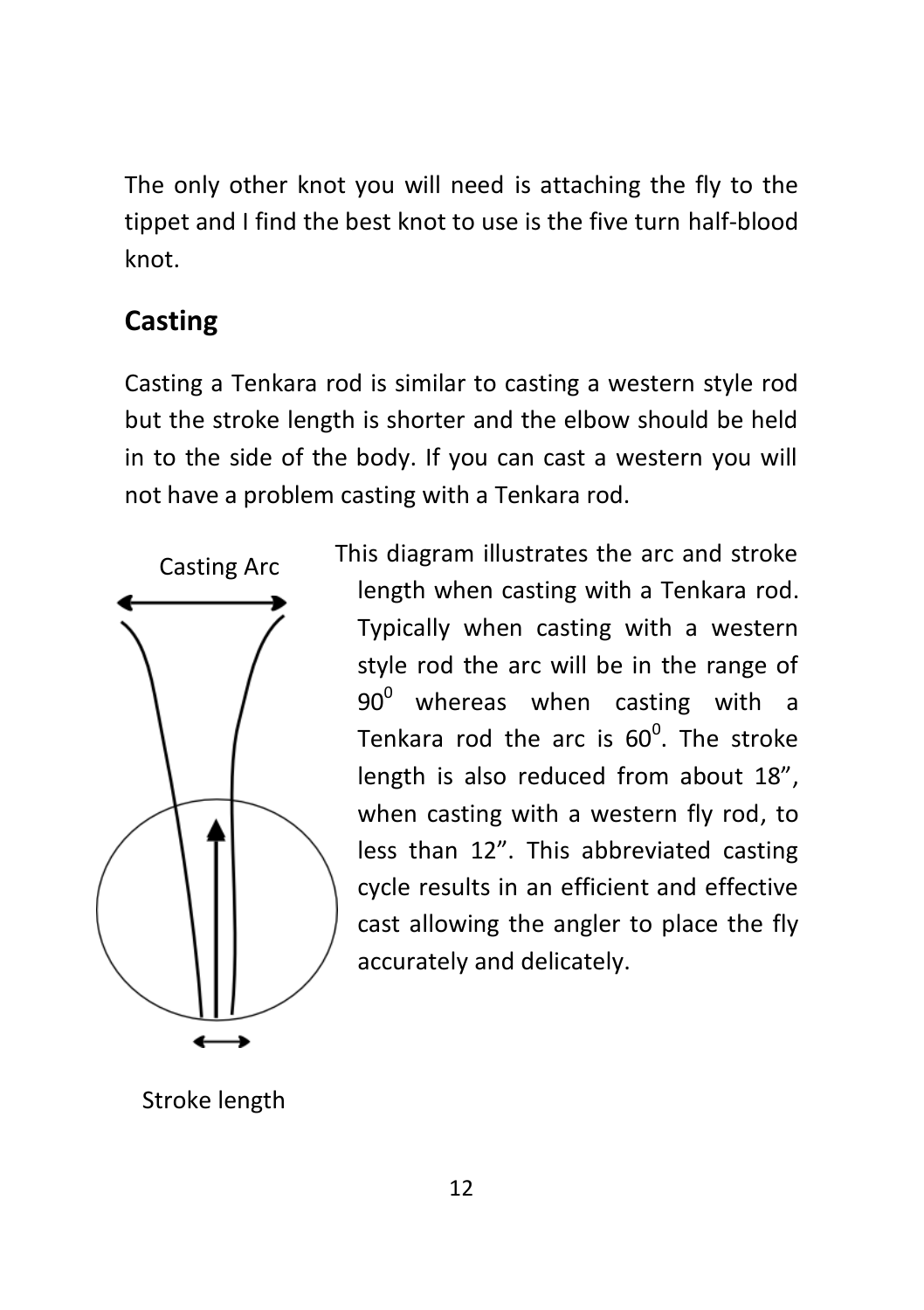The only other knot you will need is attaching the fly to the tippet and I find the best knot to use is the five turn half-blood knot.

## Casting

Casting a Tenkara rod is similar to casting a western style rod but the stroke length is shorter and the elbow should be held in to the side of the body. If you can cast a western you will not have a problem casting with a Tenkara rod.

Casting Arc

Stroke length

This diagram illustrates the arc and stroke length when casting with a Tenkara rod. Typically when casting with a western style rod the arc will be in the range of $90^0$ whereas when casting with a Tenkara rod the arc is $60^0$. The stroke length is also reduced from about 18", when casting with a western fly rod, to less than 12". This abbreviated casting cycle results in an efficient and effective cast allowing the angler to place the fly accurately and delicately.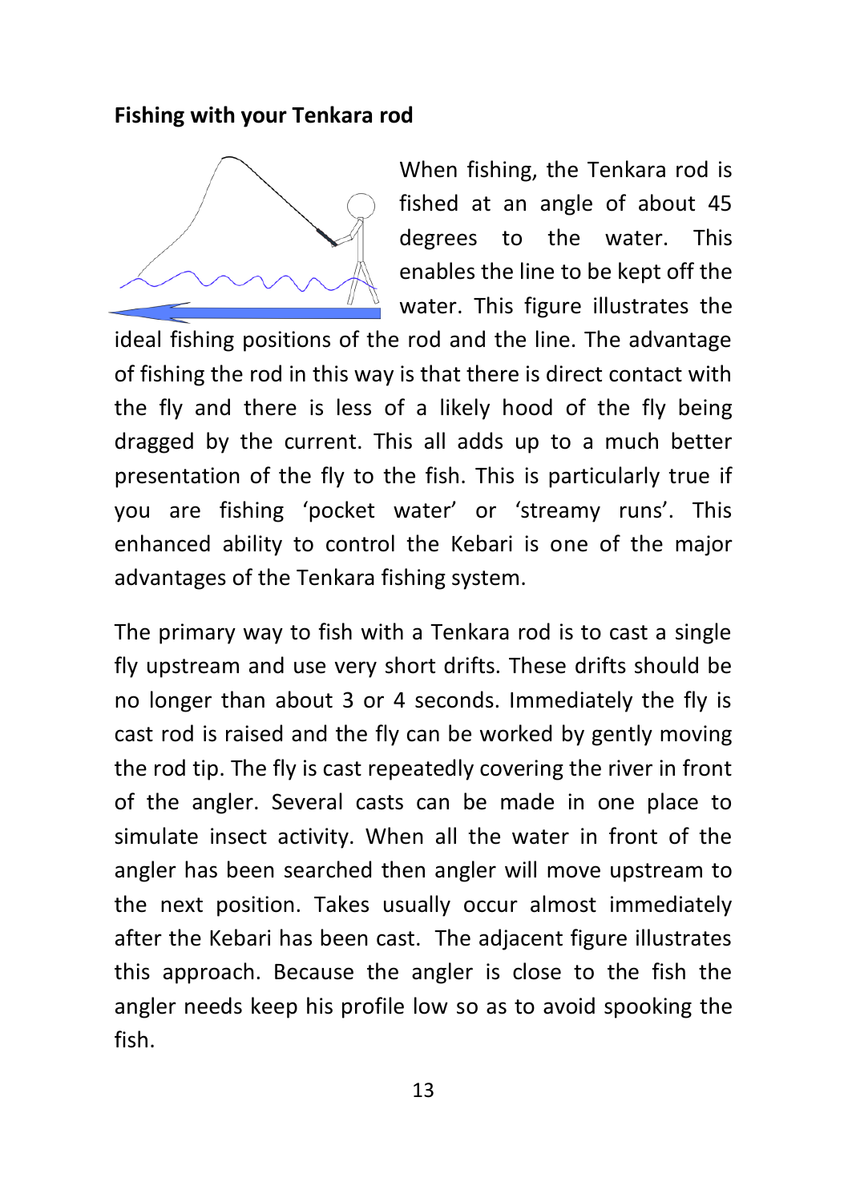**Fishing with your Tenkara rod**

When fishing, the Tenkara rod is fished at an angle of about 45 degrees to the water. This enables the line to be kept off the water. This figure illustrates the ideal fishing positions of the rod and the line. The advantage of fishing the rod in this way is that there is direct contact with the fly and there is less of a likely hood of the fly being dragged by the current. This all adds up to a much better presentation of the fly to the fish. This is particularly true if you are fishing 'pocket water' or 'streamy runs'. This enhanced ability to control the Kebari is one of the major advantages of the Tenkara fishing system.

The primary way to fish with a Tenkara rod is to cast a single fly upstream and use very short drifts. These drifts should be no longer than about 3 or 4 seconds. Immediately the fly is cast rod is raised and the fly can be worked by gently moving the rod tip. The fly is cast repeatedly covering the river in front of the angler. Several casts can be made in one place to simulate insect activity. When all the water in front of the angler has been searched then angler will move upstream to the next position. Takes usually occur almost immediately after the Kebari has been cast. The adjacent figure illustrates this approach. Because the angler is close to the fish the angler needs keep his profile low so as to avoid spooking the fish.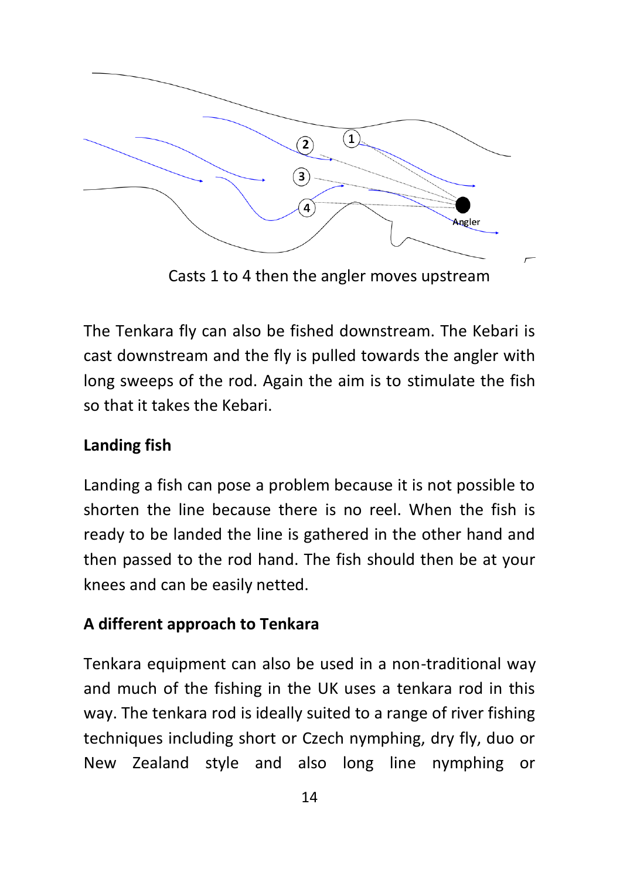Casts 1 to 4 then the angler moves upstream

The Tenkara fly can also be fished downstream. The Kebari is cast downstream and the fly is pulled towards the angler with long sweeps of the rod. Again the aim is to stimulate the fish so that it takes the Kebari.

**Landing fish**

Landing a fish can pose a problem because it is not possible to shorten the line because there is no reel. When the fish is ready to be landed the line is gathered in the other hand and then passed to the rod hand. The fish should then be at your knees and can be easily netted.

**A different approach to Tenkara**

Tenkara equipment can also be used in a non-traditional way and much of the fishing in the UK uses a tenkara rod in this way. The tenkara rod is ideally suited to a range of river fishing techniques including short or Czech nymphing, dry fly, duo or New Zealand style and also long line nymphing or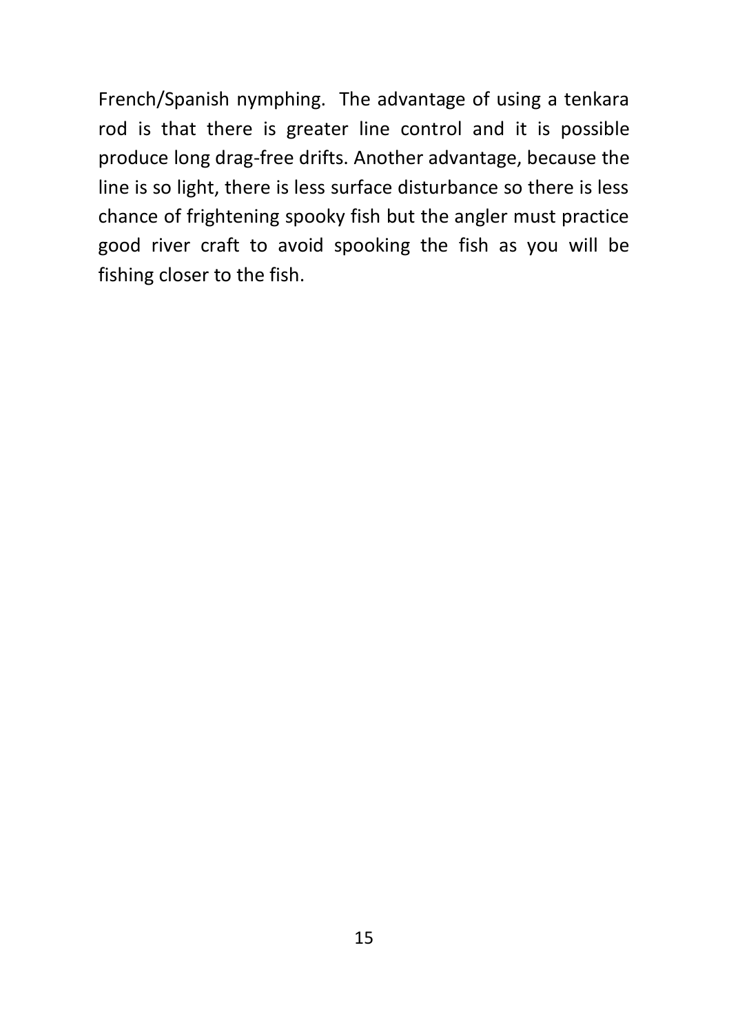French/Spanish nymphing. The advantage of using a tenkara rod is that there is greater line control and it is possible produce long drag-free drifts. Another advantage, because the line is so light, there is less surface disturbance so there is less chance of frightening spooky fish but the angler must practice good river craft to avoid spooking the fish as you will be fishing closer to the fish.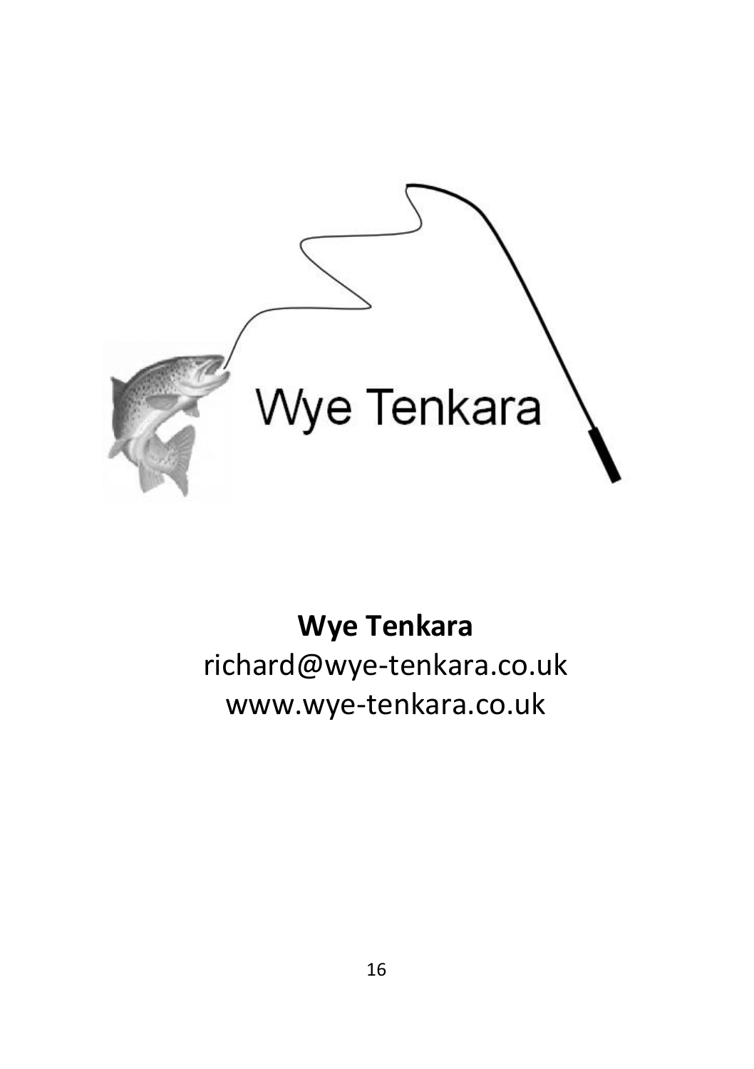**Wye Tenkara**

richard@wye-tenkara.co.uk

www.wye-tenkara.co.uk